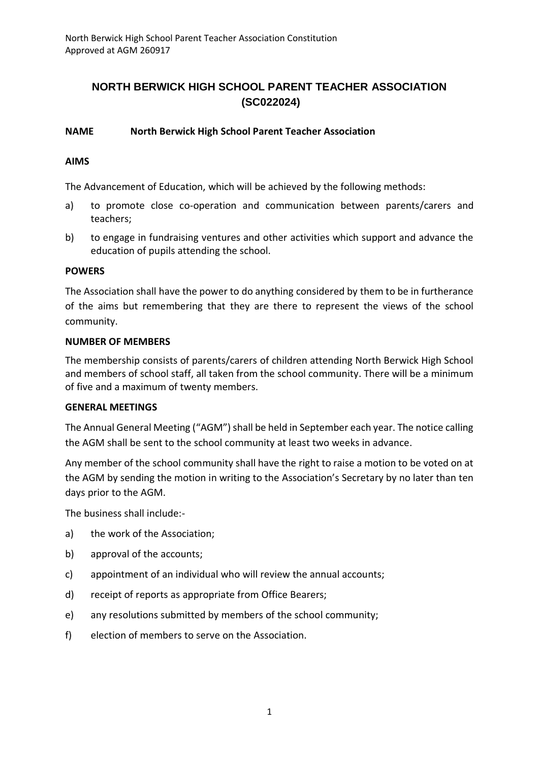# NORTH BERWICK HIGH SCHOOL PARENT TEACHER ASSOCIATION (SC022024)

**NAME** **North Berwick High School Parent Teacher Association**

**AIMS**

The Advancement of Education, which will be achieved by the following methods:

a) to promote close co-operation and communication between parents/carers and teachers;

b) to engage in fundraising ventures and other activities which support and advance the education of pupils attending the school.

**POWERS**

The Association shall have the power to do anything considered by them to be in furtherance of the aims but remembering that they are there to represent the views of the school community.

**NUMBER OF MEMBERS**

The membership consists of parents/carers of children attending North Berwick High School and members of school staff, all taken from the school community. There will be a minimum of five and a maximum of twenty members.

**GENERAL MEETINGS**

The Annual General Meeting ("AGM") shall be held in September each year. The notice calling the AGM shall be sent to the school community at least two weeks in advance.

Any member of the school community shall have the right to raise a motion to be voted on at the AGM by sending the motion in writing to the Association's Secretary by no later than ten days prior to the AGM.

The business shall include:-

a) the work of the Association;

b) approval of the accounts;

c) appointment of an individual who will review the annual accounts;

d) receipt of reports as appropriate from Office Bearers;

e) any resolutions submitted by members of the school community;

f) election of members to serve on the Association.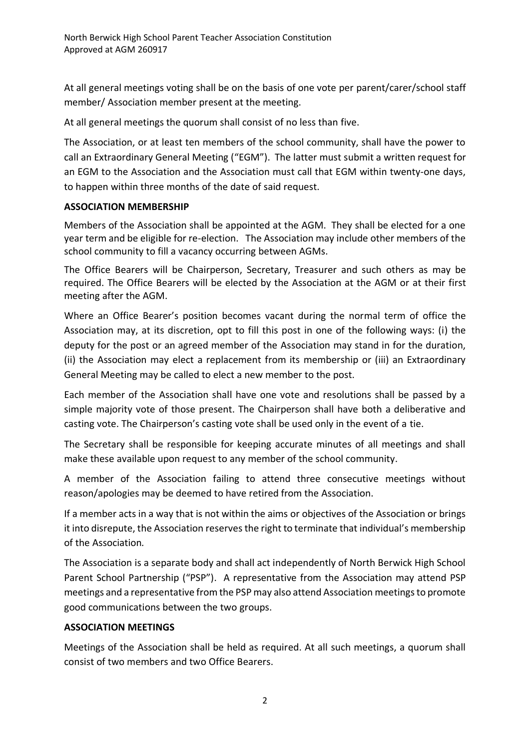At all general meetings voting shall be on the basis of one vote per parent/carer/school staff member/ Association member present at the meeting.

At all general meetings the quorum shall consist of no less than five.

The Association, or at least ten members of the school community, shall have the power to call an Extraordinary General Meeting ("EGM"). The latter must submit a written request for an EGM to the Association and the Association must call that EGM within twenty-one days, to happen within three months of the date of said request.

**ASSOCIATION MEMBERSHIP**

Members of the Association shall be appointed at the AGM. They shall be elected for a one year term and be eligible for re-election. The Association may include other members of the school community to fill a vacancy occurring between AGMs.

The Office Bearers will be Chairperson, Secretary, Treasurer and such others as may be required. The Office Bearers will be elected by the Association at the AGM or at their first meeting after the AGM.

Where an Office Bearer's position becomes vacant during the normal term of office the Association may, at its discretion, opt to fill this post in one of the following ways: (i) the deputy for the post or an agreed member of the Association may stand in for the duration, (ii) the Association may elect a replacement from its membership or (iii) an Extraordinary General Meeting may be called to elect a new member to the post.

Each member of the Association shall have one vote and resolutions shall be passed by a simple majority vote of those present. The Chairperson shall have both a deliberative and casting vote. The Chairperson's casting vote shall be used only in the event of a tie.

The Secretary shall be responsible for keeping accurate minutes of all meetings and shall make these available upon request to any member of the school community.

A member of the Association failing to attend three consecutive meetings without reason/apologies may be deemed to have retired from the Association.

If a member acts in a way that is not within the aims or objectives of the Association or brings it into disrepute, the Association reserves the right to terminate that individual's membership of the Association.

The Association is a separate body and shall act independently of North Berwick High School Parent School Partnership ("PSP"). A representative from the Association may attend PSP meetings and a representative from the PSP may also attend Association meetings to promote good communications between the two groups.

**ASSOCIATION MEETINGS**

Meetings of the Association shall be held as required. At all such meetings, a quorum shall consist of two members and two Office Bearers.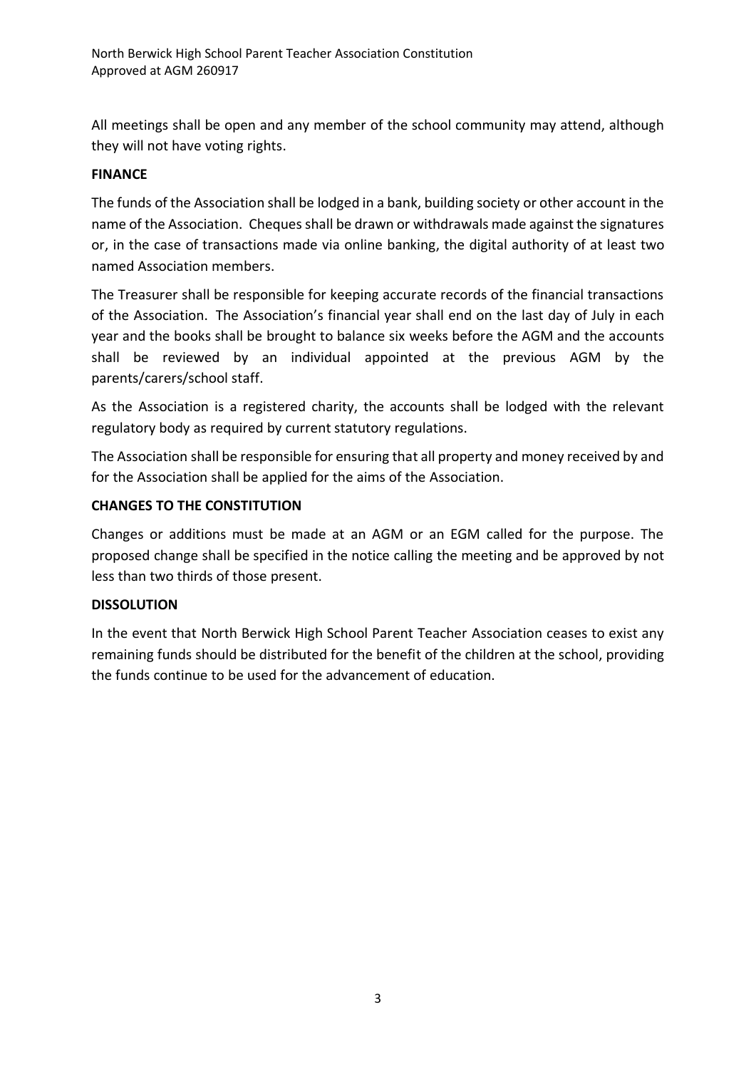All meetings shall be open and any member of the school community may attend, although they will not have voting rights.

**FINANCE**

The funds of the Association shall be lodged in a bank, building society or other account in the name of the Association. Cheques shall be drawn or withdrawals made against the signatures or, in the case of transactions made via online banking, the digital authority of at least two named Association members.

The Treasurer shall be responsible for keeping accurate records of the financial transactions of the Association. The Association's financial year shall end on the last day of July in each year and the books shall be brought to balance six weeks before the AGM and the accounts shall be reviewed by an individual appointed at the previous AGM by the parents/carers/school staff.

As the Association is a registered charity, the accounts shall be lodged with the relevant regulatory body as required by current statutory regulations.

The Association shall be responsible for ensuring that all property and money received by and for the Association shall be applied for the aims of the Association.

**CHANGES TO THE CONSTITUTION**

Changes or additions must be made at an AGM or an EGM called for the purpose. The proposed change shall be specified in the notice calling the meeting and be approved by not less than two thirds of those present.

**DISSOLUTION**

In the event that North Berwick High School Parent Teacher Association ceases to exist any remaining funds should be distributed for the benefit of the children at the school, providing the funds continue to be used for the advancement of education.